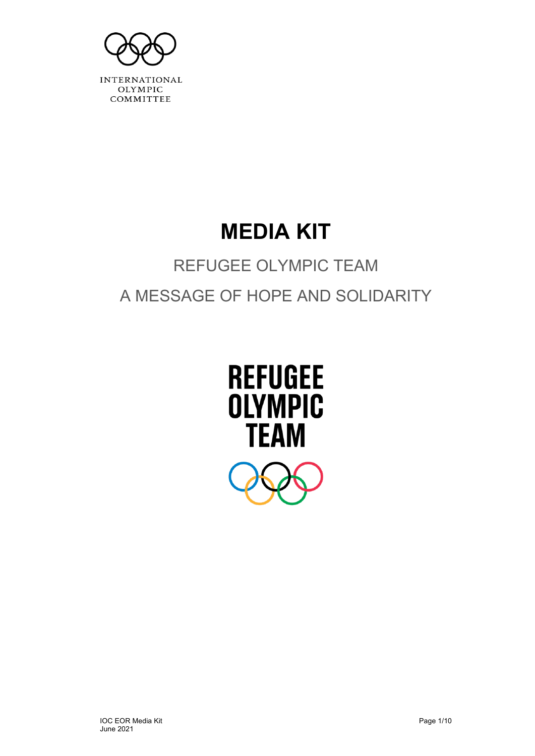INTERNATIONAL
OLYMPIC
COMMITTEE

# MEDIA KIT

## REFUGEE OLYMPIC TEAM

## A MESSAGE OF HOPE AND SOLIDARITY

REFUGEE
OLYMPIC
TEAM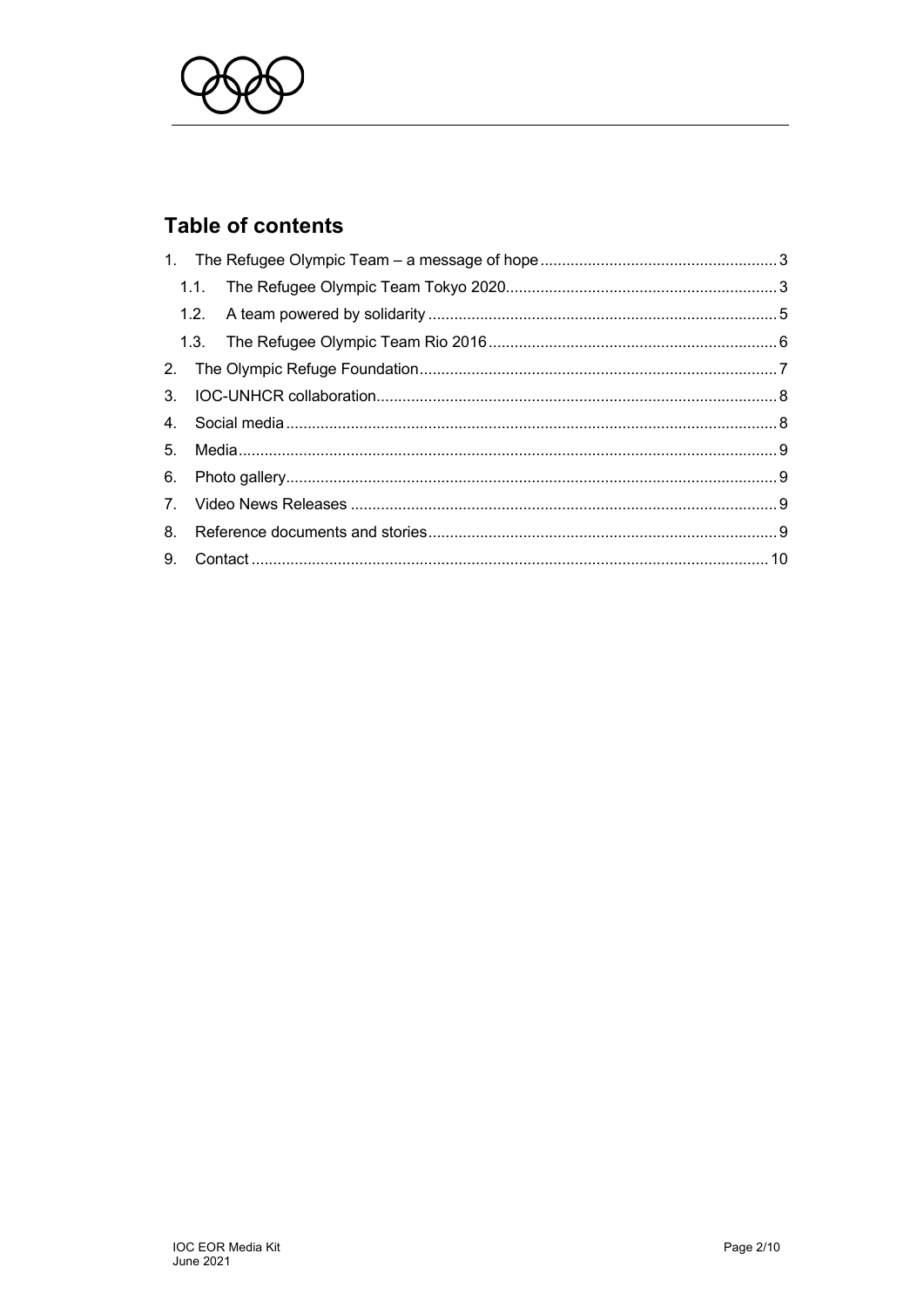## Table of contents

1. The Refugee Olympic Team – a message of hope ........ 3
   - 1.1. The Refugee Olympic Team Tokyo 2020 ........ 3
   - 1.2. A team powered by solidarity ........ 5
   - 1.3. The Refugee Olympic Team Rio 2016 ........ 6
2. The Olympic Refuge Foundation ........ 7
3. IOC-UNHCR collaboration ........ 8
4. Social media ........ 8
5. Media ........ 9
6. Photo gallery ........ 9
7. Video News Releases ........ 9
8. Reference documents and stories ........ 9
9. Contact ........ 10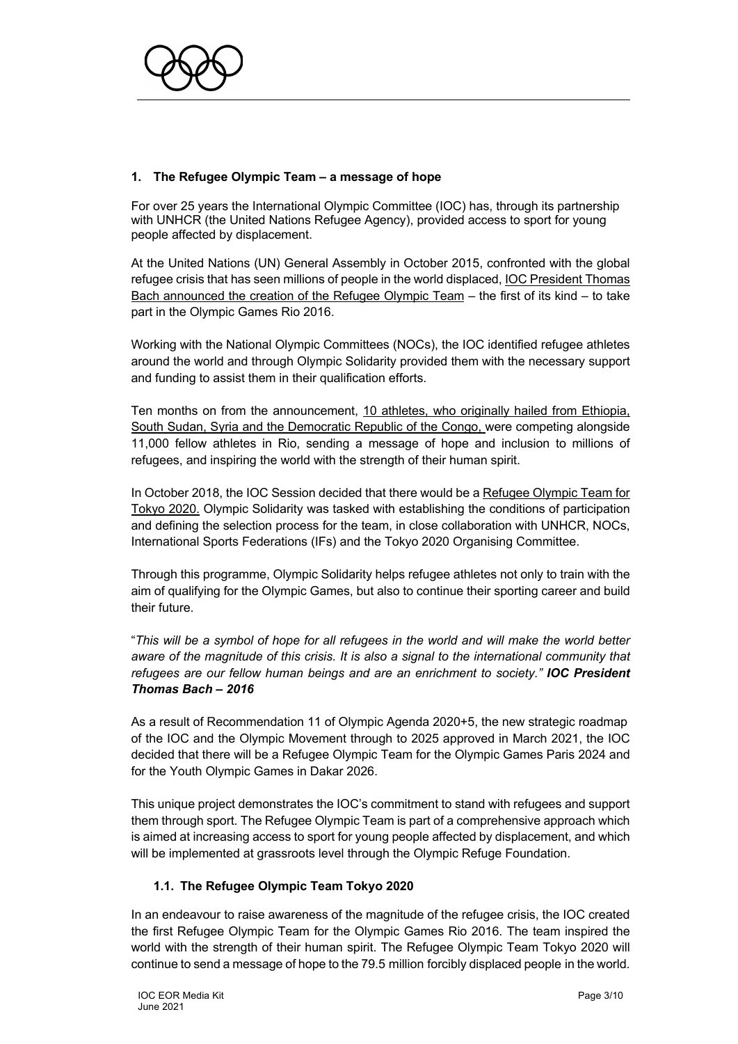## 1. The Refugee Olympic Team – a message of hope

For over 25 years the International Olympic Committee (IOC) has, through its partnership with UNHCR (the United Nations Refugee Agency), provided access to sport for young people affected by displacement.

At the United Nations (UN) General Assembly in October 2015, confronted with the global refugee crisis that has seen millions of people in the world displaced, IOC President Thomas Bach announced the creation of the Refugee Olympic Team – the first of its kind – to take part in the Olympic Games Rio 2016.

Working with the National Olympic Committees (NOCs), the IOC identified refugee athletes around the world and through Olympic Solidarity provided them with the necessary support and funding to assist them in their qualification efforts.

Ten months on from the announcement, 10 athletes, who originally hailed from Ethiopia, South Sudan, Syria and the Democratic Republic of the Congo, were competing alongside 11,000 fellow athletes in Rio, sending a message of hope and inclusion to millions of refugees, and inspiring the world with the strength of their human spirit.

In October 2018, the IOC Session decided that there would be a Refugee Olympic Team for Tokyo 2020. Olympic Solidarity was tasked with establishing the conditions of participation and defining the selection process for the team, in close collaboration with UNHCR, NOCs, International Sports Federations (IFs) and the Tokyo 2020 Organising Committee.

Through this programme, Olympic Solidarity helps refugee athletes not only to train with the aim of qualifying for the Olympic Games, but also to continue their sporting career and build their future.

"*This will be a symbol of hope for all refugees in the world and will make the world better aware of the magnitude of this crisis. It is also a signal to the international community that refugees are our fellow human beings and are an enrichment to society."* ***IOC President Thomas Bach – 2016***

As a result of Recommendation 11 of Olympic Agenda 2020+5, the new strategic roadmap of the IOC and the Olympic Movement through to 2025 approved in March 2021, the IOC decided that there will be a Refugee Olympic Team for the Olympic Games Paris 2024 and for the Youth Olympic Games in Dakar 2026.

This unique project demonstrates the IOC's commitment to stand with refugees and support them through sport. The Refugee Olympic Team is part of a comprehensive approach which is aimed at increasing access to sport for young people affected by displacement, and which will be implemented at grassroots level through the Olympic Refuge Foundation.

### 1.1. The Refugee Olympic Team Tokyo 2020

In an endeavour to raise awareness of the magnitude of the refugee crisis, the IOC created the first Refugee Olympic Team for the Olympic Games Rio 2016. The team inspired the world with the strength of their human spirit. The Refugee Olympic Team Tokyo 2020 will continue to send a message of hope to the 79.5 million forcibly displaced people in the world.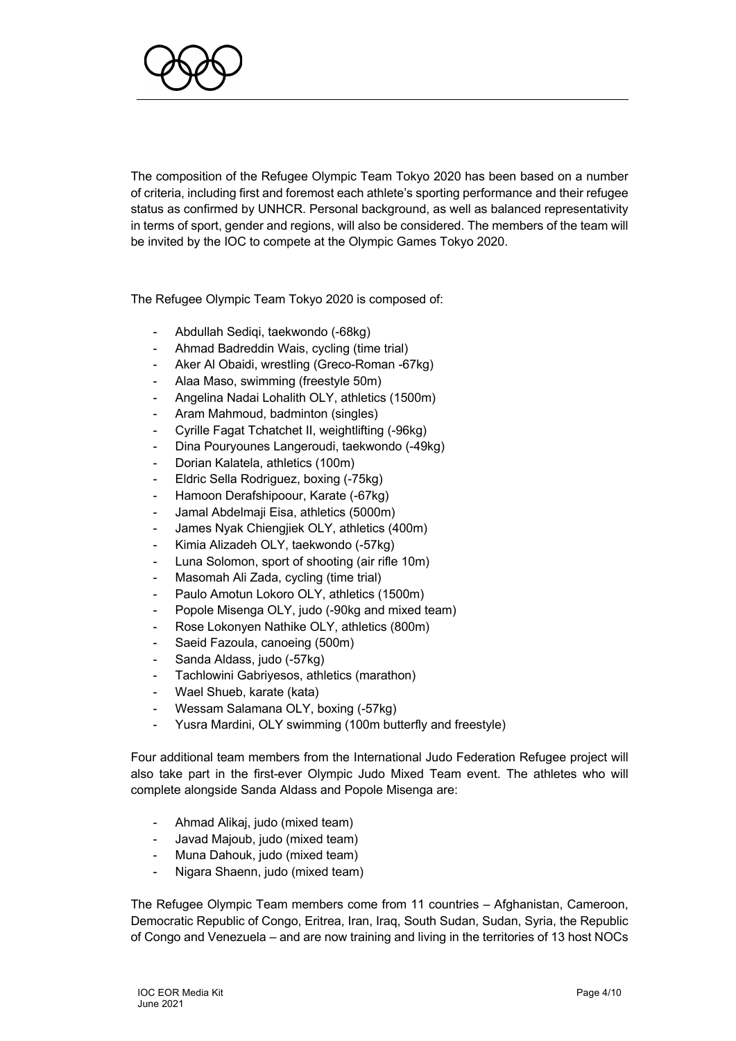The composition of the Refugee Olympic Team Tokyo 2020 has been based on a number of criteria, including first and foremost each athlete's sporting performance and their refugee status as confirmed by UNHCR. Personal background, as well as balanced representativity in terms of sport, gender and regions, will also be considered. The members of the team will be invited by the IOC to compete at the Olympic Games Tokyo 2020.

The Refugee Olympic Team Tokyo 2020 is composed of:

- Abdullah Sediqi, taekwondo (-68kg)
- Ahmad Badreddin Wais, cycling (time trial)
- Aker Al Obaidi, wrestling (Greco-Roman -67kg)
- Alaa Maso, swimming (freestyle 50m)
- Angelina Nadai Lohalith OLY, athletics (1500m)
- Aram Mahmoud, badminton (singles)
- Cyrille Fagat Tchatchet II, weightlifting (-96kg)
- Dina Pouryounes Langeroudi, taekwondo (-49kg)
- Dorian Kalatela, athletics (100m)
- Eldric Sella Rodriguez, boxing (-75kg)
- Hamoon Derafshipoour, Karate (-67kg)
- Jamal Abdelmaji Eisa, athletics (5000m)
- James Nyak Chiengjiek OLY, athletics (400m)
- Kimia Alizadeh OLY, taekwondo (-57kg)
- Luna Solomon, sport of shooting (air rifle 10m)
- Masomah Ali Zada, cycling (time trial)
- Paulo Amotun Lokoro OLY, athletics (1500m)
- Popole Misenga OLY, judo (-90kg and mixed team)
- Rose Lokonyen Nathike OLY, athletics (800m)
- Saeid Fazoula, canoeing (500m)
- Sanda Aldass, judo (-57kg)
- Tachlowini Gabriyesos, athletics (marathon)
- Wael Shueb, karate (kata)
- Wessam Salamana OLY, boxing (-57kg)
- Yusra Mardini, OLY swimming (100m butterfly and freestyle)

Four additional team members from the International Judo Federation Refugee project will also take part in the first-ever Olympic Judo Mixed Team event. The athletes who will complete alongside Sanda Aldass and Popole Misenga are:

- Ahmad Alikaj, judo (mixed team)
- Javad Majoub, judo (mixed team)
- Muna Dahouk, judo (mixed team)
- Nigara Shaenn, judo (mixed team)

The Refugee Olympic Team members come from 11 countries – Afghanistan, Cameroon, Democratic Republic of Congo, Eritrea, Iran, Iraq, South Sudan, Sudan, Syria, the Republic of Congo and Venezuela – and are now training and living in the territories of 13 host NOCs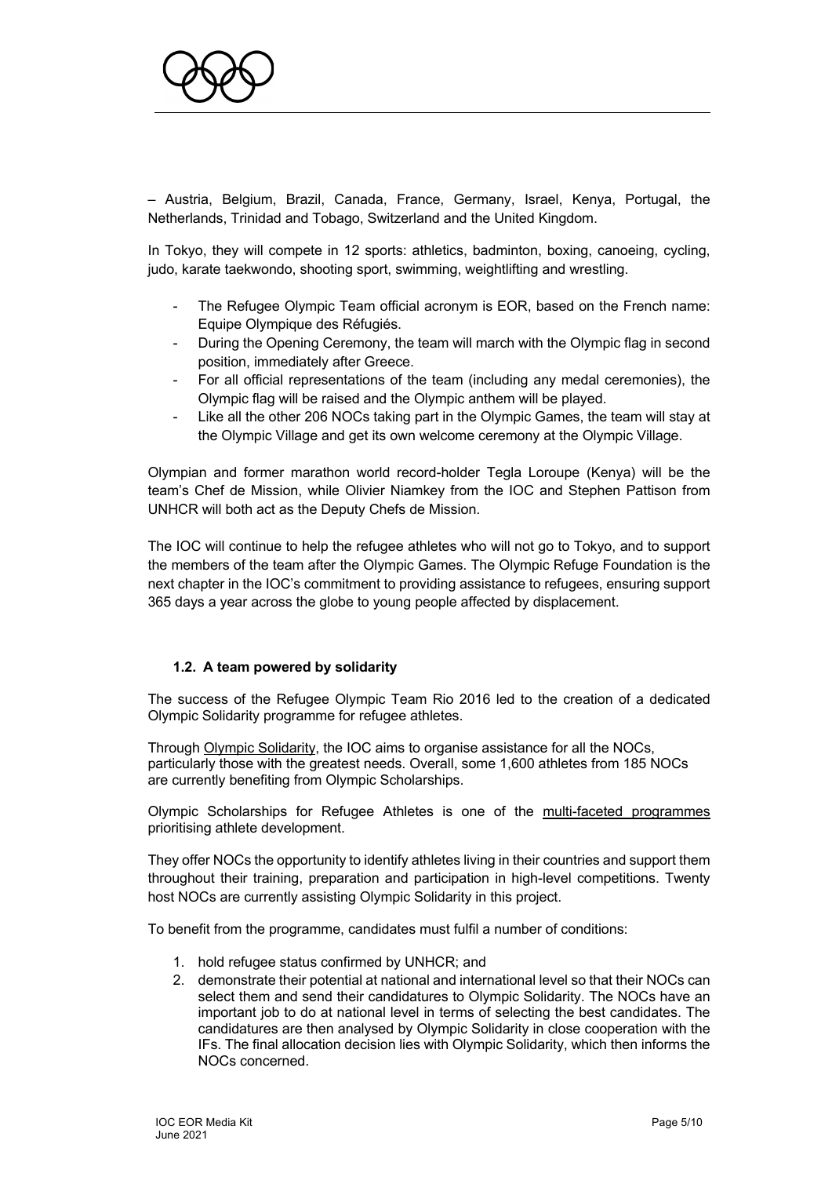– Austria, Belgium, Brazil, Canada, France, Germany, Israel, Kenya, Portugal, the Netherlands, Trinidad and Tobago, Switzerland and the United Kingdom.

In Tokyo, they will compete in 12 sports: athletics, badminton, boxing, canoeing, cycling, judo, karate taekwondo, shooting sport, swimming, weightlifting and wrestling.

- The Refugee Olympic Team official acronym is EOR, based on the French name: Equipe Olympique des Réfugiés.
- During the Opening Ceremony, the team will march with the Olympic flag in second position, immediately after Greece.
- For all official representations of the team (including any medal ceremonies), the Olympic flag will be raised and the Olympic anthem will be played.
- Like all the other 206 NOCs taking part in the Olympic Games, the team will stay at the Olympic Village and get its own welcome ceremony at the Olympic Village.

Olympian and former marathon world record-holder Tegla Loroupe (Kenya) will be the team's Chef de Mission, while Olivier Niamkey from the IOC and Stephen Pattison from UNHCR will both act as the Deputy Chefs de Mission.

The IOC will continue to help the refugee athletes who will not go to Tokyo, and to support the members of the team after the Olympic Games. The Olympic Refuge Foundation is the next chapter in the IOC's commitment to providing assistance to refugees, ensuring support 365 days a year across the globe to young people affected by displacement.

### 1.2. A team powered by solidarity

The success of the Refugee Olympic Team Rio 2016 led to the creation of a dedicated Olympic Solidarity programme for refugee athletes.

Through Olympic Solidarity, the IOC aims to organise assistance for all the NOCs, particularly those with the greatest needs. Overall, some 1,600 athletes from 185 NOCs are currently benefiting from Olympic Scholarships.

Olympic Scholarships for Refugee Athletes is one of the multi-faceted programmes prioritising athlete development.

They offer NOCs the opportunity to identify athletes living in their countries and support them throughout their training, preparation and participation in high-level competitions. Twenty host NOCs are currently assisting Olympic Solidarity in this project.

To benefit from the programme, candidates must fulfil a number of conditions:

1. hold refugee status confirmed by UNHCR; and
2. demonstrate their potential at national and international level so that their NOCs can select them and send their candidatures to Olympic Solidarity. The NOCs have an important job to do at national level in terms of selecting the best candidates. The candidatures are then analysed by Olympic Solidarity in close cooperation with the IFs. The final allocation decision lies with Olympic Solidarity, which then informs the NOCs concerned.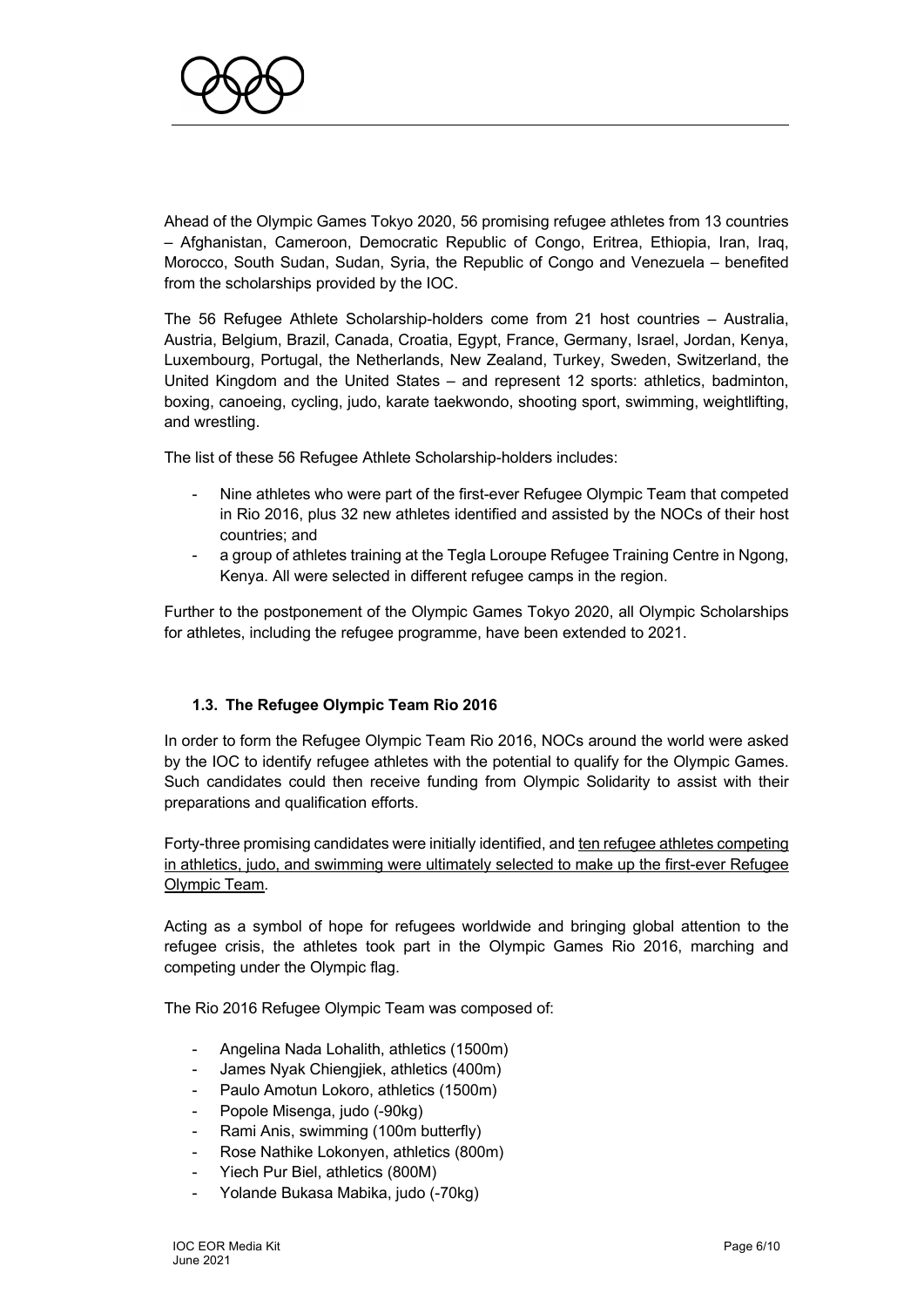Ahead of the Olympic Games Tokyo 2020, 56 promising refugee athletes from 13 countries – Afghanistan, Cameroon, Democratic Republic of Congo, Eritrea, Ethiopia, Iran, Iraq, Morocco, South Sudan, Sudan, Syria, the Republic of Congo and Venezuela – benefited from the scholarships provided by the IOC.

The 56 Refugee Athlete Scholarship-holders come from 21 host countries – Australia, Austria, Belgium, Brazil, Canada, Croatia, Egypt, France, Germany, Israel, Jordan, Kenya, Luxembourg, Portugal, the Netherlands, New Zealand, Turkey, Sweden, Switzerland, the United Kingdom and the United States – and represent 12 sports: athletics, badminton, boxing, canoeing, cycling, judo, karate taekwondo, shooting sport, swimming, weightlifting, and wrestling.

The list of these 56 Refugee Athlete Scholarship-holders includes:

- Nine athletes who were part of the first-ever Refugee Olympic Team that competed in Rio 2016, plus 32 new athletes identified and assisted by the NOCs of their host countries; and
- a group of athletes training at the Tegla Loroupe Refugee Training Centre in Ngong, Kenya. All were selected in different refugee camps in the region.

Further to the postponement of the Olympic Games Tokyo 2020, all Olympic Scholarships for athletes, including the refugee programme, have been extended to 2021.

### 1.3. The Refugee Olympic Team Rio 2016

In order to form the Refugee Olympic Team Rio 2016, NOCs around the world were asked by the IOC to identify refugee athletes with the potential to qualify for the Olympic Games. Such candidates could then receive funding from Olympic Solidarity to assist with their preparations and qualification efforts.

Forty-three promising candidates were initially identified, and <u>ten refugee athletes competing in athletics, judo, and swimming were ultimately selected to make up the first-ever Refugee Olympic Team</u>.

Acting as a symbol of hope for refugees worldwide and bringing global attention to the refugee crisis, the athletes took part in the Olympic Games Rio 2016, marching and competing under the Olympic flag.

The Rio 2016 Refugee Olympic Team was composed of:

- Angelina Nada Lohalith, athletics (1500m)
- James Nyak Chiengjiek, athletics (400m)
- Paulo Amotun Lokoro, athletics (1500m)
- Popole Misenga, judo (-90kg)
- Rami Anis, swimming (100m butterfly)
- Rose Nathike Lokonyen, athletics (800m)
- Yiech Pur Biel, athletics (800M)
- Yolande Bukasa Mabika, judo (-70kg)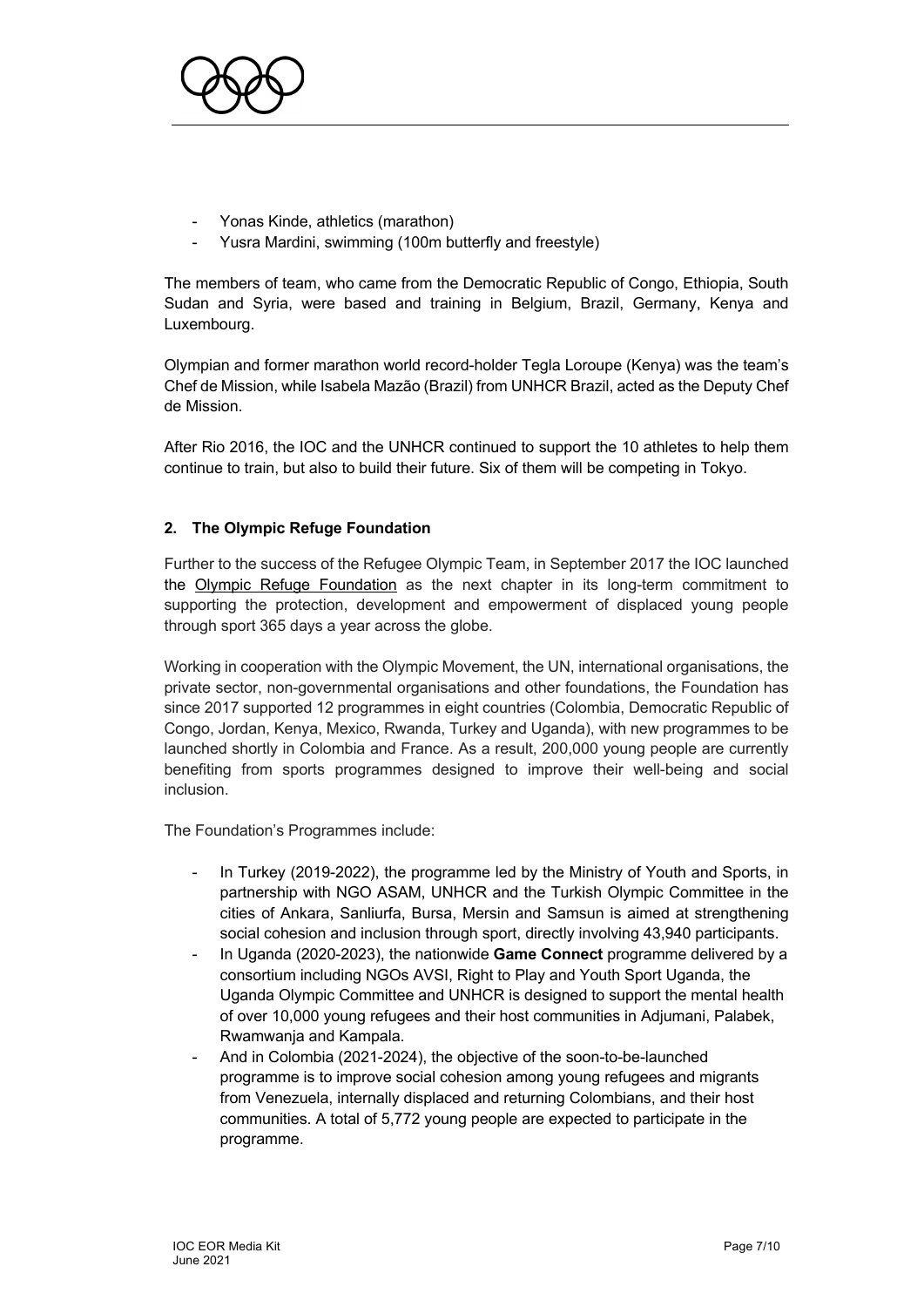- Yonas Kinde, athletics (marathon)
- Yusra Mardini, swimming (100m butterfly and freestyle)

The members of team, who came from the Democratic Republic of Congo, Ethiopia, South Sudan and Syria, were based and training in Belgium, Brazil, Germany, Kenya and Luxembourg.

Olympian and former marathon world record-holder Tegla Loroupe (Kenya) was the team's Chef de Mission, while Isabela Mazão (Brazil) from UNHCR Brazil, acted as the Deputy Chef de Mission.

After Rio 2016, the IOC and the UNHCR continued to support the 10 athletes to help them continue to train, but also to build their future. Six of them will be competing in Tokyo.

## 2. The Olympic Refuge Foundation

Further to the success of the Refugee Olympic Team, in September 2017 the IOC launched the Olympic Refuge Foundation as the next chapter in its long-term commitment to supporting the protection, development and empowerment of displaced young people through sport 365 days a year across the globe.

Working in cooperation with the Olympic Movement, the UN, international organisations, the private sector, non-governmental organisations and other foundations, the Foundation has since 2017 supported 12 programmes in eight countries (Colombia, Democratic Republic of Congo, Jordan, Kenya, Mexico, Rwanda, Turkey and Uganda), with new programmes to be launched shortly in Colombia and France. As a result, 200,000 young people are currently benefiting from sports programmes designed to improve their well-being and social inclusion.

The Foundation's Programmes include:

- In Turkey (2019-2022), the programme led by the Ministry of Youth and Sports, in partnership with NGO ASAM, UNHCR and the Turkish Olympic Committee in the cities of Ankara, Sanliurfa, Bursa, Mersin and Samsun is aimed at strengthening social cohesion and inclusion through sport, directly involving 43,940 participants.
- In Uganda (2020-2023), the nationwide **Game Connect** programme delivered by a consortium including NGOs AVSI, Right to Play and Youth Sport Uganda, the Uganda Olympic Committee and UNHCR is designed to support the mental health of over 10,000 young refugees and their host communities in Adjumani, Palabek, Rwamwanja and Kampala.
- And in Colombia (2021-2024), the objective of the soon-to-be-launched programme is to improve social cohesion among young refugees and migrants from Venezuela, internally displaced and returning Colombians, and their host communities. A total of 5,772 young people are expected to participate in the programme.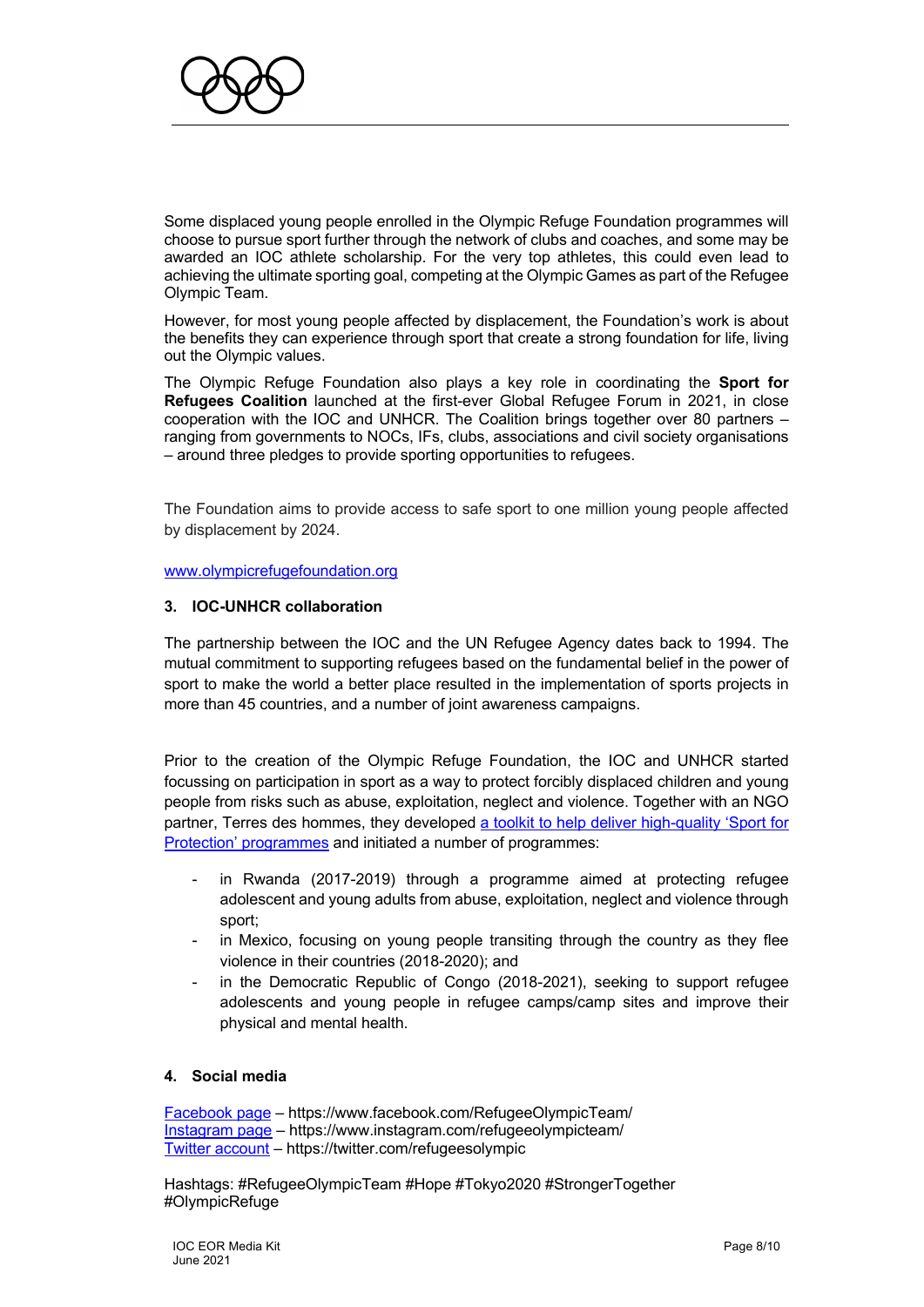Some displaced young people enrolled in the Olympic Refuge Foundation programmes will choose to pursue sport further through the network of clubs and coaches, and some may be awarded an IOC athlete scholarship. For the very top athletes, this could even lead to achieving the ultimate sporting goal, competing at the Olympic Games as part of the Refugee Olympic Team.

However, for most young people affected by displacement, the Foundation's work is about the benefits they can experience through sport that create a strong foundation for life, living out the Olympic values.

The Olympic Refuge Foundation also plays a key role in coordinating the **Sport for Refugees Coalition** launched at the first-ever Global Refugee Forum in 2021, in close cooperation with the IOC and UNHCR. The Coalition brings together over 80 partners – ranging from governments to NOCs, IFs, clubs, associations and civil society organisations – around three pledges to provide sporting opportunities to refugees.

The Foundation aims to provide access to safe sport to one million young people affected by displacement by 2024.

[www.olympicrefugefoundation.org](www.olympicrefugefoundation.org)

### 3. IOC-UNHCR collaboration

The partnership between the IOC and the UN Refugee Agency dates back to 1994. The mutual commitment to supporting refugees based on the fundamental belief in the power of sport to make the world a better place resulted in the implementation of sports projects in more than 45 countries, and a number of joint awareness campaigns.

Prior to the creation of the Olympic Refuge Foundation, the IOC and UNHCR started focussing on participation in sport as a way to protect forcibly displaced children and young people from risks such as abuse, exploitation, neglect and violence. Together with an NGO partner, Terres des hommes, they developed a toolkit to help deliver high-quality 'Sport for Protection' programmes and initiated a number of programmes:

- in Rwanda (2017-2019) through a programme aimed at protecting refugee adolescent and young adults from abuse, exploitation, neglect and violence through sport;
- in Mexico, focusing on young people transiting through the country as they flee violence in their countries (2018-2020); and
- in the Democratic Republic of Congo (2018-2021), seeking to support refugee adolescents and young people in refugee camps/camp sites and improve their physical and mental health.

### 4. Social media

Facebook page – https://www.facebook.com/RefugeeOlympicTeam/
Instagram page – https://www.instagram.com/refugeeolympicteam/
Twitter account – https://twitter.com/refugeesolympic

Hashtags: #RefugeeOlympicTeam #Hope #Tokyo2020 #StrongerTogether #OlympicRefuge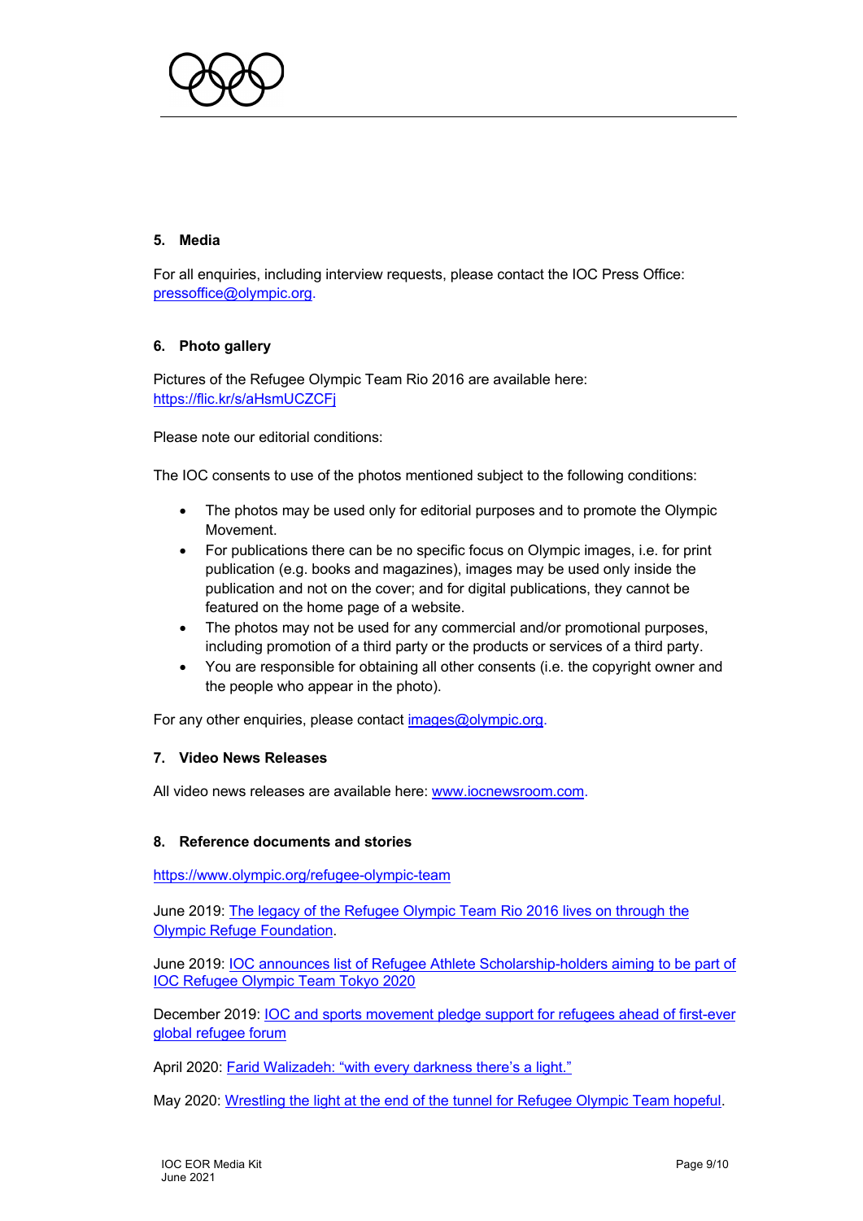## 5. Media

For all enquiries, including interview requests, please contact the IOC Press Office: [pressoffice@olympic.org](mailto:pressoffice@olympic.org).

## 6. Photo gallery

Pictures of the Refugee Olympic Team Rio 2016 are available here: [https://flic.kr/s/aHsmUCZCFj](https://flic.kr/s/aHsmUCZCFj)

Please note our editorial conditions:

The IOC consents to use of the photos mentioned subject to the following conditions:

- The photos may be used only for editorial purposes and to promote the Olympic Movement.
- For publications there can be no specific focus on Olympic images, i.e. for print publication (e.g. books and magazines), images may be used only inside the publication and not on the cover; and for digital publications, they cannot be featured on the home page of a website.
- The photos may not be used for any commercial and/or promotional purposes, including promotion of a third party or the products or services of a third party.
- You are responsible for obtaining all other consents (i.e. the copyright owner and the people who appear in the photo).

For any other enquiries, please contact [images@olympic.org](mailto:images@olympic.org).

## 7. Video News Releases

All video news releases are available here: [www.iocnewsroom.com](http://www.iocnewsroom.com).

## 8. Reference documents and stories

[https://www.olympic.org/refugee-olympic-team](https://www.olympic.org/refugee-olympic-team)

June 2019: The legacy of the Refugee Olympic Team Rio 2016 lives on through the Olympic Refuge Foundation.

June 2019: IOC announces list of Refugee Athlete Scholarship-holders aiming to be part of IOC Refugee Olympic Team Tokyo 2020

December 2019: IOC and sports movement pledge support for refugees ahead of first-ever global refugee forum

April 2020: Farid Walizadeh: "with every darkness there's a light."

May 2020: Wrestling the light at the end of the tunnel for Refugee Olympic Team hopeful.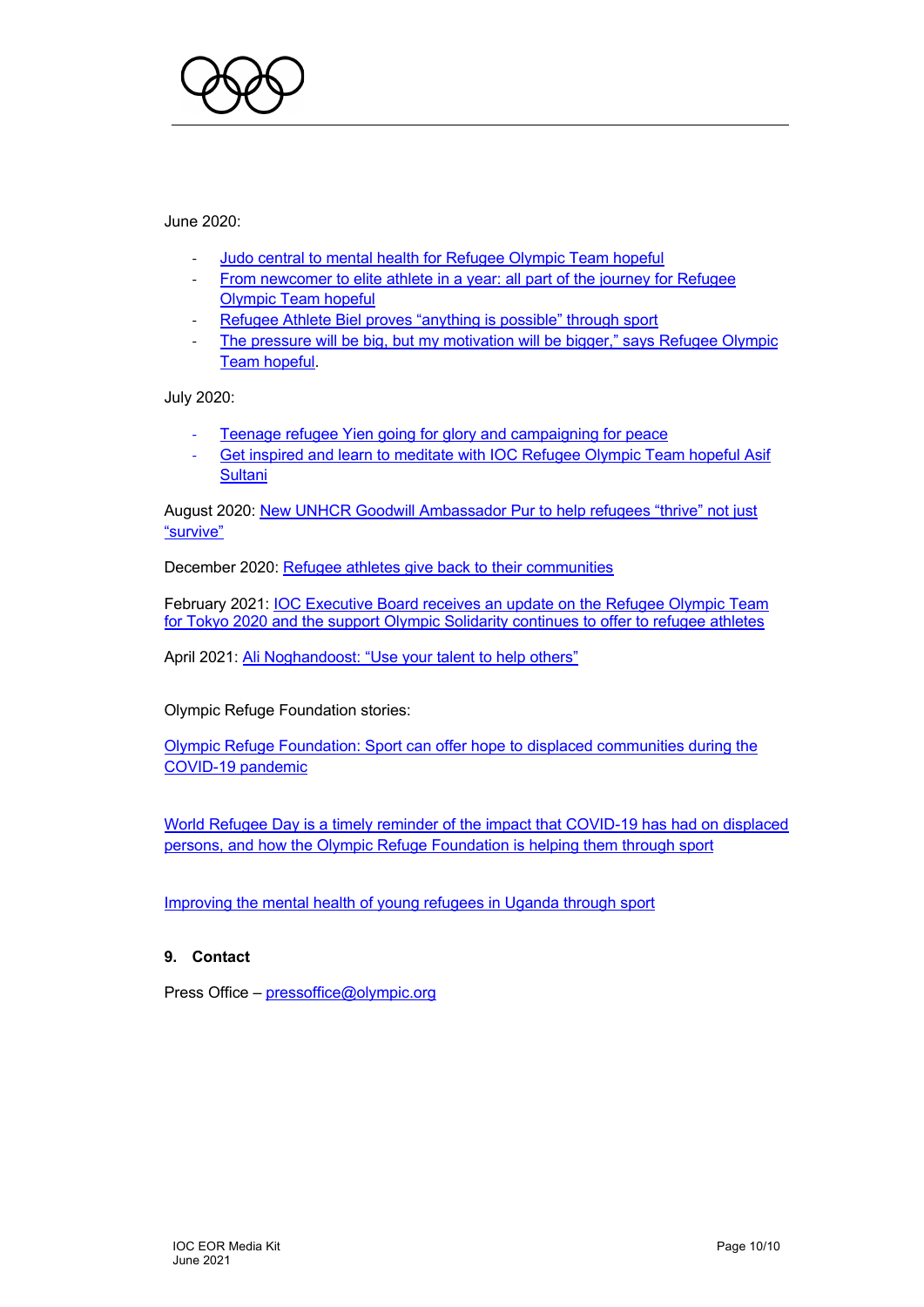June 2020:

- Judo central to mental health for Refugee Olympic Team hopeful
- From newcomer to elite athlete in a year: all part of the journey for Refugee Olympic Team hopeful
- Refugee Athlete Biel proves "anything is possible" through sport
- The pressure will be big, but my motivation will be bigger," says Refugee Olympic Team hopeful.

July 2020:

- Teenage refugee Yien going for glory and campaigning for peace
- Get inspired and learn to meditate with IOC Refugee Olympic Team hopeful Asif Sultani

August 2020: New UNHCR Goodwill Ambassador Pur to help refugees "thrive" not just "survive"

December 2020: Refugee athletes give back to their communities

February 2021: IOC Executive Board receives an update on the Refugee Olympic Team for Tokyo 2020 and the support Olympic Solidarity continues to offer to refugee athletes

April 2021: Ali Noghandoost: "Use your talent to help others"

Olympic Refuge Foundation stories:

Olympic Refuge Foundation: Sport can offer hope to displaced communities during the COVID-19 pandemic

World Refugee Day is a timely reminder of the impact that COVID-19 has had on displaced persons, and how the Olympic Refuge Foundation is helping them through sport

Improving the mental health of young refugees in Uganda through sport

## 9. Contact

Press Office – pressoffice@olympic.org